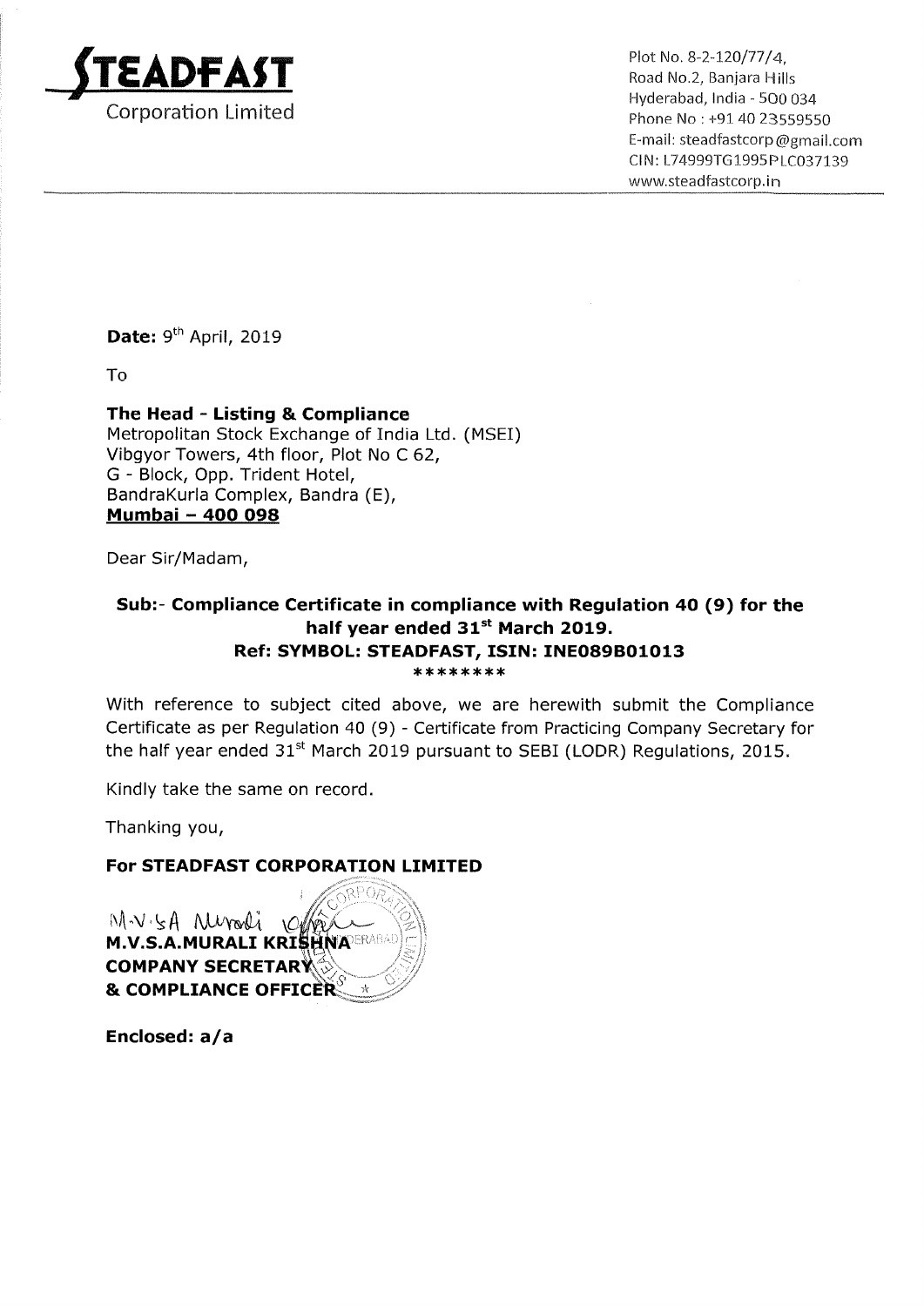**STEADFAST**
Corporation Limited

Plot No. 8-2-120/77/4,
Road No.2, Banjara Hills
Hyderabad, India - 500 034
Phone No : +91 40 23559550
E-mail: steadfastcorp@gmail.com
CIN: L74999TG1995PLC037139
www.steadfastcorp.in

**Date:** 9th April, 2019

To

**The Head - Listing & Compliance**
Metropolitan Stock Exchange of India Ltd. (MSEI)
Vibgyor Towers, 4th floor, Plot No C 62,
G - Block, Opp. Trident Hotel,
BandraKurla Complex, Bandra (E),
**Mumbai – 400 098**

Dear Sir/Madam,

**Sub:- Compliance Certificate in compliance with Regulation 40 (9) for the half year ended 31st March 2019.**
**Ref: SYMBOL: STEADFAST, ISIN: INE089B01013**
********

With reference to subject cited above, we are herewith submit the Compliance Certificate as per Regulation 40 (9) - Certificate from Practicing Company Secretary for the half year ended 31st March 2019 pursuant to SEBI (LODR) Regulations, 2015.

Kindly take the same on record.

Thanking you,

**For STEADFAST CORPORATION LIMITED**

M.V.S.A Murali

**M.V.S.A.MURALI KRISHNA**
**COMPANY SECRETARY**
**& COMPLIANCE OFFICER**

**Enclosed: a/a**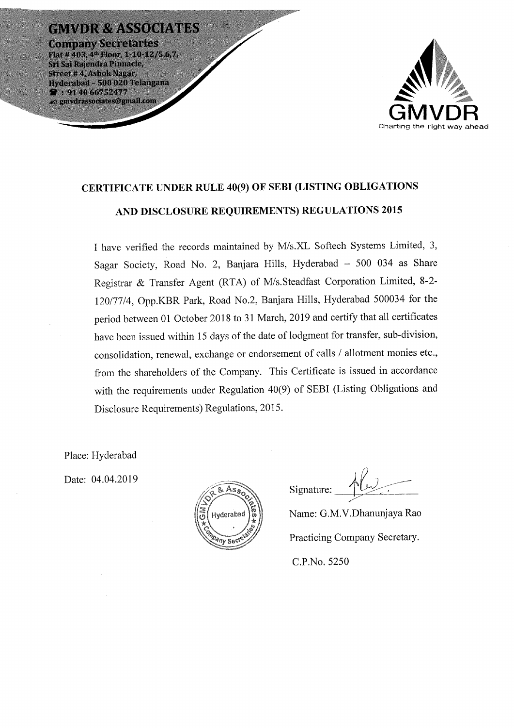**GMVDR & ASSOCIATES**

**Company Secretaries**

Flat # 403, 4th Floor, 1-10-12/5,6,7,
Sri Sai Rajendra Pinnacle,
Street # 4, Ashok Nagar,
Hyderabad - 500 020 Telangana
☎ : 91 40 66752477
✉: gmvdrassociates@gmail.com

GMVDR
Charting the right way ahead

## CERTIFICATE UNDER RULE 40(9) OF SEBI (LISTING OBLIGATIONS AND DISCLOSURE REQUIREMENTS) REGULATIONS 2015

I have verified the records maintained by M/s.XL Softech Systems Limited, 3, Sagar Society, Road No. 2, Banjara Hills, Hyderabad – 500 034 as Share Registrar & Transfer Agent (RTA) of M/s.Steadfast Corporation Limited, 8-2-120/77/4, Opp.KBR Park, Road No.2, Banjara Hills, Hyderabad 500034 for the period between 01 October 2018 to 31 March, 2019 and certify that all certificates have been issued within 15 days of the date of lodgment for transfer, sub-division, consolidation, renewal, exchange or endorsement of calls / allotment monies etc., from the shareholders of the Company. This Certificate is issued in accordance with the requirements under Regulation 40(9) of SEBI (Listing Obligations and Disclosure Requirements) Regulations, 2015.

Place: Hyderabad

Date: 04.04.2019

Signature:

Name: G.M.V.Dhanunjaya Rao

Practicing Company Secretary.

C.P.No. 5250